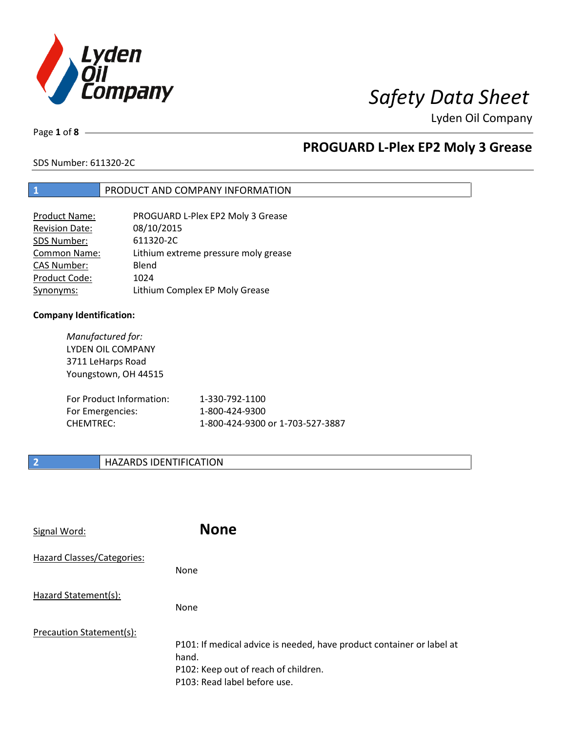# Safety Data Sheet

Lyden Oil Company

## PROGUARD L-Plex EP2 Moly 3 Grease

SDS Number: 611320-2C

## 1 PRODUCT AND COMPANY INFORMATION

| | |
|---|---|
| Product Name: | PROGUARD L-Plex EP2 Moly 3 Grease |
| Revision Date: | 08/10/2015 |
| SDS Number: | 611320-2C |
| Common Name: | Lithium extreme pressure moly grease |
| CAS Number: | Blend |
| Product Code: | 1024 |
| Synonyms: | Lithium Complex EP Moly Grease |

**Company Identification:**

*Manufactured for:*
LYDEN OIL COMPANY
3711 LeHarps Road
Youngstown, OH 44515

| | |
|---|---|
| For Product Information: | 1-330-792-1100 |
| For Emergencies: | 1-800-424-9300 |
| CHEMTREC: | 1-800-424-9300 or 1-703-527-3887 |

## 2 HAZARDS IDENTIFICATION

Signal Word: **None**

Hazard Classes/Categories:

None

Hazard Statement(s):

None

Precaution Statement(s):

P101: If medical advice is needed, have product container or label at hand.
P102: Keep out of reach of children.
P103: Read label before use.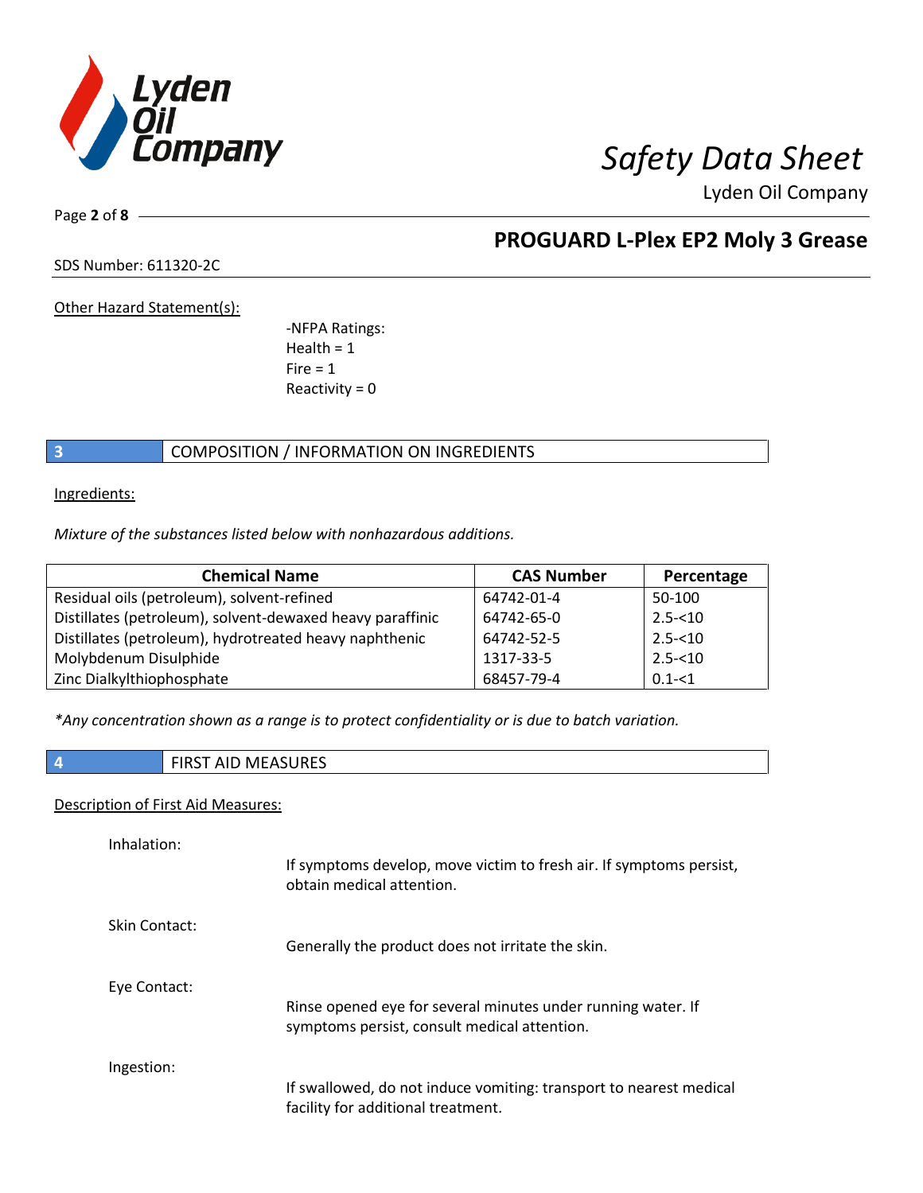Other Hazard Statement(s):

-NFPA Ratings:
Health = 1
Fire = 1
Reactivity = 0

## 3 COMPOSITION / INFORMATION ON INGREDIENTS

Ingredients:

*Mixture of the substances listed below with nonhazardous additions.*

| Chemical Name | CAS Number | Percentage |
|---|---|---|
| Residual oils (petroleum), solvent-refined | 64742-01-4 | 50-100 |
| Distillates (petroleum), solvent-dewaxed heavy paraffinic | 64742-65-0 | 2.5-<10 |
| Distillates (petroleum), hydrotreated heavy naphthenic | 64742-52-5 | 2.5-<10 |
| Molybdenum Disulphide | 1317-33-5 | 2.5-<10 |
| Zinc Dialkylthiophosphate | 68457-79-4 | 0.1-<1 |

*\*Any concentration shown as a range is to protect confidentiality or is due to batch variation.*

## 4 FIRST AID MEASURES

Description of First Aid Measures:

Inhalation:
If symptoms develop, move victim to fresh air. If symptoms persist, obtain medical attention.

Skin Contact:
Generally the product does not irritate the skin.

Eye Contact:
Rinse opened eye for several minutes under running water. If symptoms persist, consult medical attention.

Ingestion:
If swallowed, do not induce vomiting: transport to nearest medical facility for additional treatment.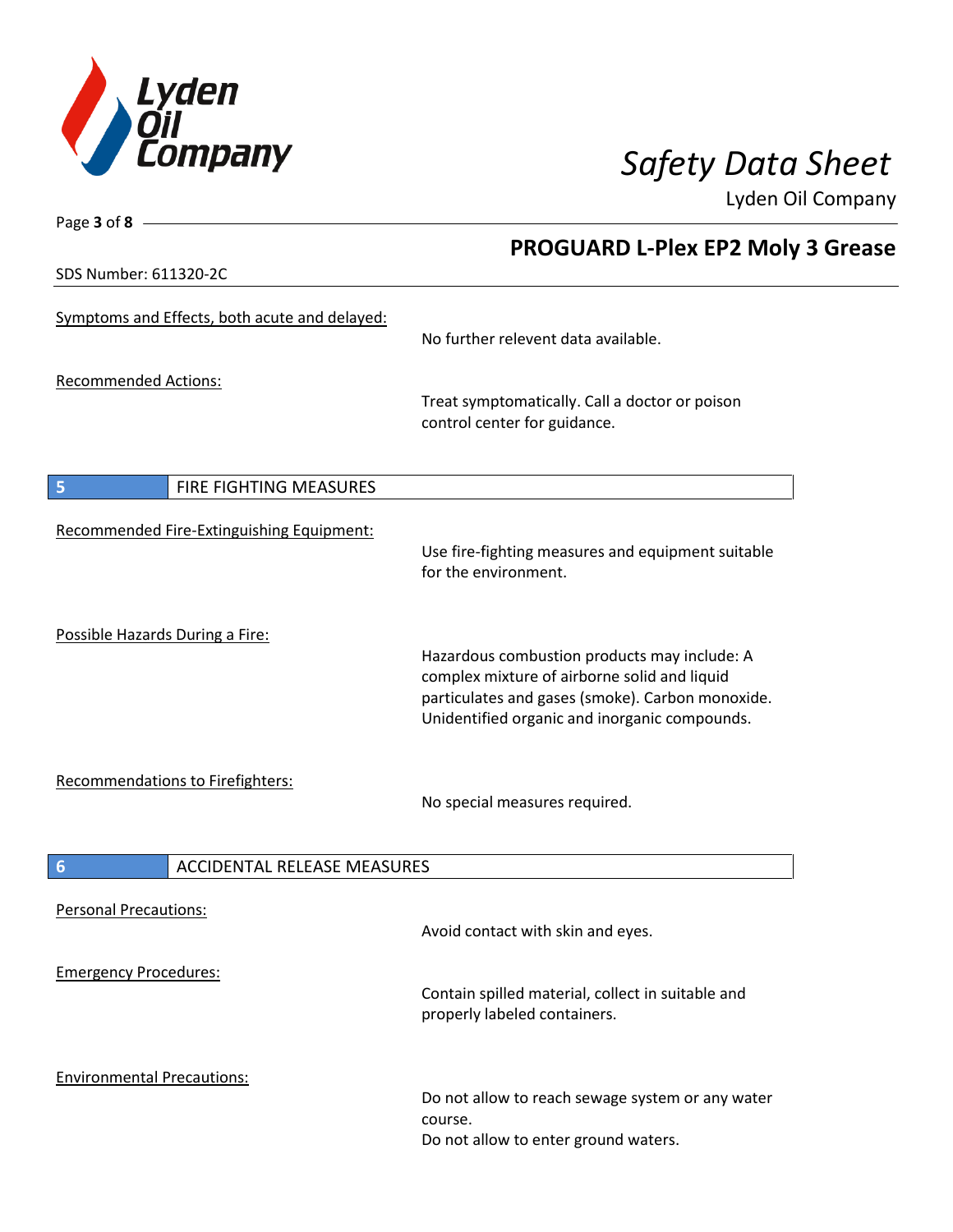Symptoms and Effects, both acute and delayed:

No further relevent data available.

Recommended Actions:

Treat symptomatically. Call a doctor or poison control center for guidance.

## 5 FIRE FIGHTING MEASURES

Recommended Fire-Extinguishing Equipment:

Use fire-fighting measures and equipment suitable for the environment.

Possible Hazards During a Fire:

Hazardous combustion products may include: A complex mixture of airborne solid and liquid particulates and gases (smoke). Carbon monoxide. Unidentified organic and inorganic compounds.

Recommendations to Firefighters:

No special measures required.

## 6 ACCIDENTAL RELEASE MEASURES

Personal Precautions:

Avoid contact with skin and eyes.

Emergency Procedures:

Contain spilled material, collect in suitable and properly labeled containers.

Environmental Precautions:

Do not allow to reach sewage system or any water course.
Do not allow to enter ground waters.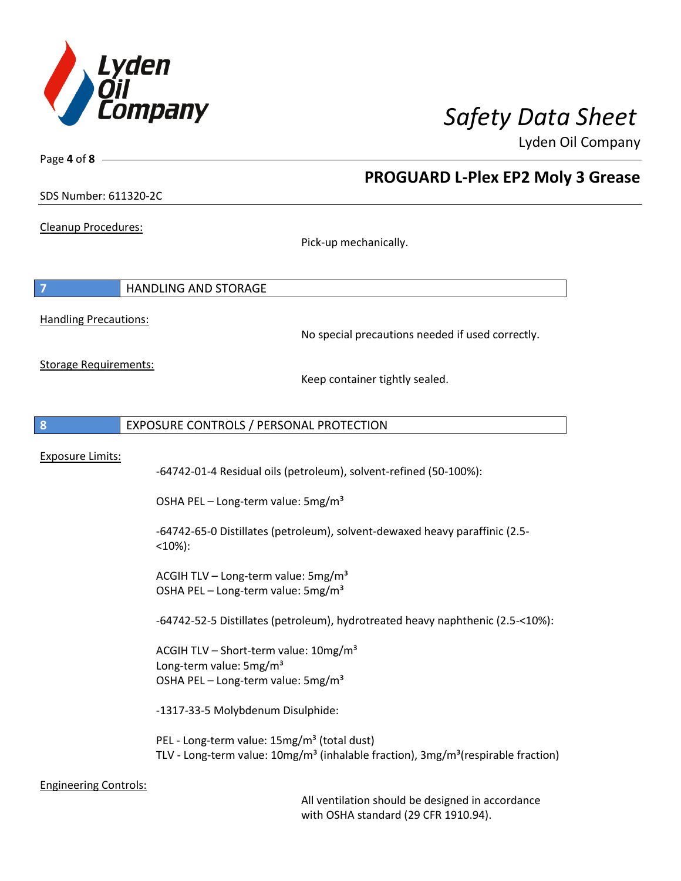Cleanup Procedures:

Pick-up mechanically.

## 7 HANDLING AND STORAGE

Handling Precautions:

No special precautions needed if used correctly.

Storage Requirements:

Keep container tightly sealed.

## 8 EXPOSURE CONTROLS / PERSONAL PROTECTION

Exposure Limits:

-64742-01-4 Residual oils (petroleum), solvent-refined (50-100%):

OSHA PEL – Long-term value: 5mg/m³

-64742-65-0 Distillates (petroleum), solvent-dewaxed heavy paraffinic (2.5-<10%):

ACGIH TLV – Long-term value: 5mg/m³
OSHA PEL – Long-term value: 5mg/m³

-64742-52-5 Distillates (petroleum), hydrotreated heavy naphthenic (2.5-<10%):

ACGIH TLV – Short-term value: 10mg/m³
Long-term value: 5mg/m³
OSHA PEL – Long-term value: 5mg/m³

-1317-33-5 Molybdenum Disulphide:

PEL - Long-term value: 15mg/m³ (total dust)
TLV - Long-term value: 10mg/m³ (inhalable fraction), 3mg/m³(respirable fraction)

Engineering Controls:

All ventilation should be designed in accordance with OSHA standard (29 CFR 1910.94).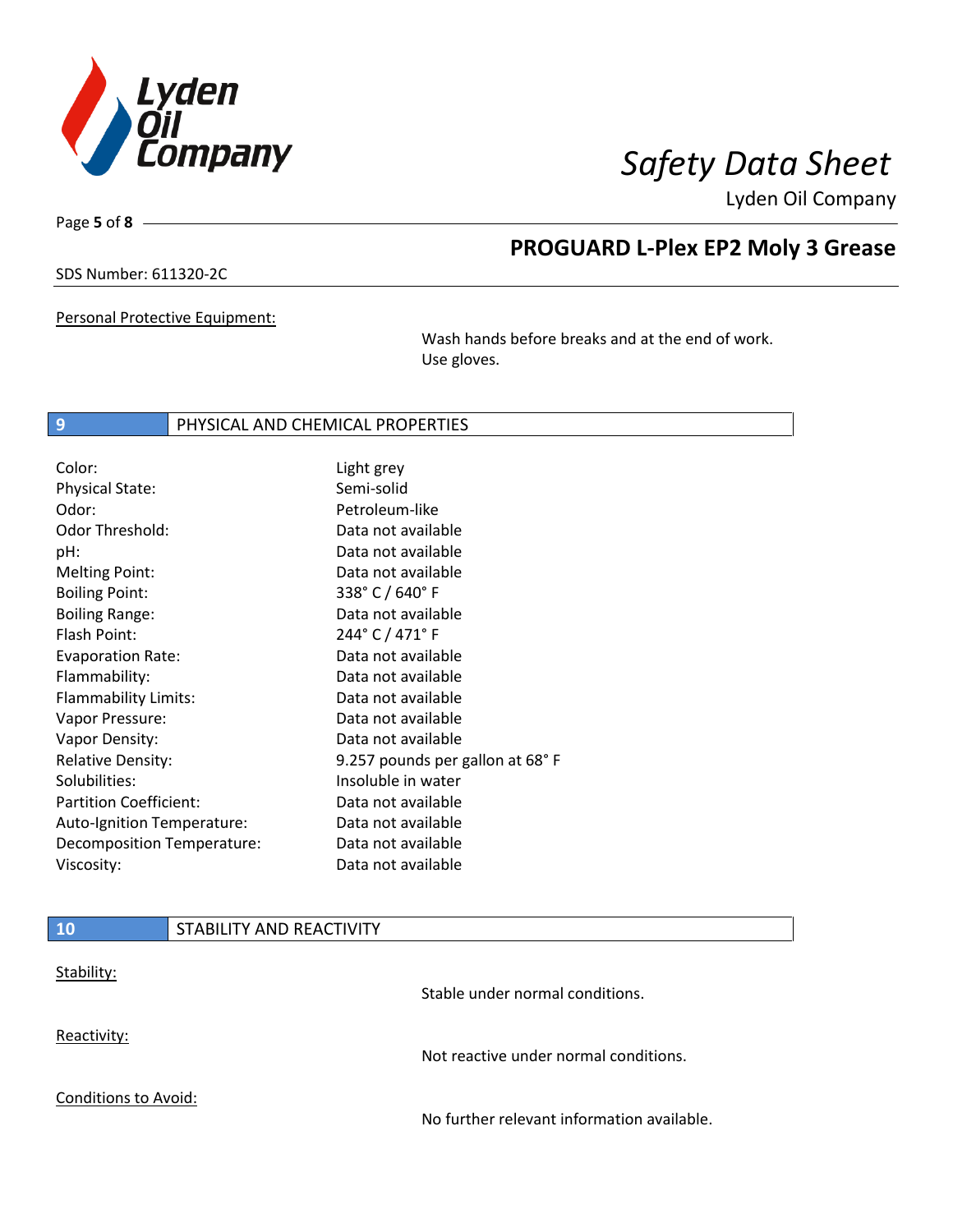Personal Protective Equipment:

Wash hands before breaks and at the end of work.
Use gloves.

## 9 PHYSICAL AND CHEMICAL PROPERTIES

| Property | Value |
|---|---|
| Color: | Light grey |
| Physical State: | Semi-solid |
| Odor: | Petroleum-like |
| Odor Threshold: | Data not available |
| pH: | Data not available |
| Melting Point: | Data not available |
| Boiling Point: | 338° C / 640° F |
| Boiling Range: | Data not available |
| Flash Point: | 244° C / 471° F |
| Evaporation Rate: | Data not available |
| Flammability: | Data not available |
| Flammability Limits: | Data not available |
| Vapor Pressure: | Data not available |
| Vapor Density: | Data not available |
| Relative Density: | 9.257 pounds per gallon at 68° F |
| Solubilities: | Insoluble in water |
| Partition Coefficient: | Data not available |
| Auto-Ignition Temperature: | Data not available |
| Decomposition Temperature: | Data not available |
| Viscosity: | Data not available |

## 10 STABILITY AND REACTIVITY

Stability:

Stable under normal conditions.

Reactivity:

Not reactive under normal conditions.

Conditions to Avoid:

No further relevant information available.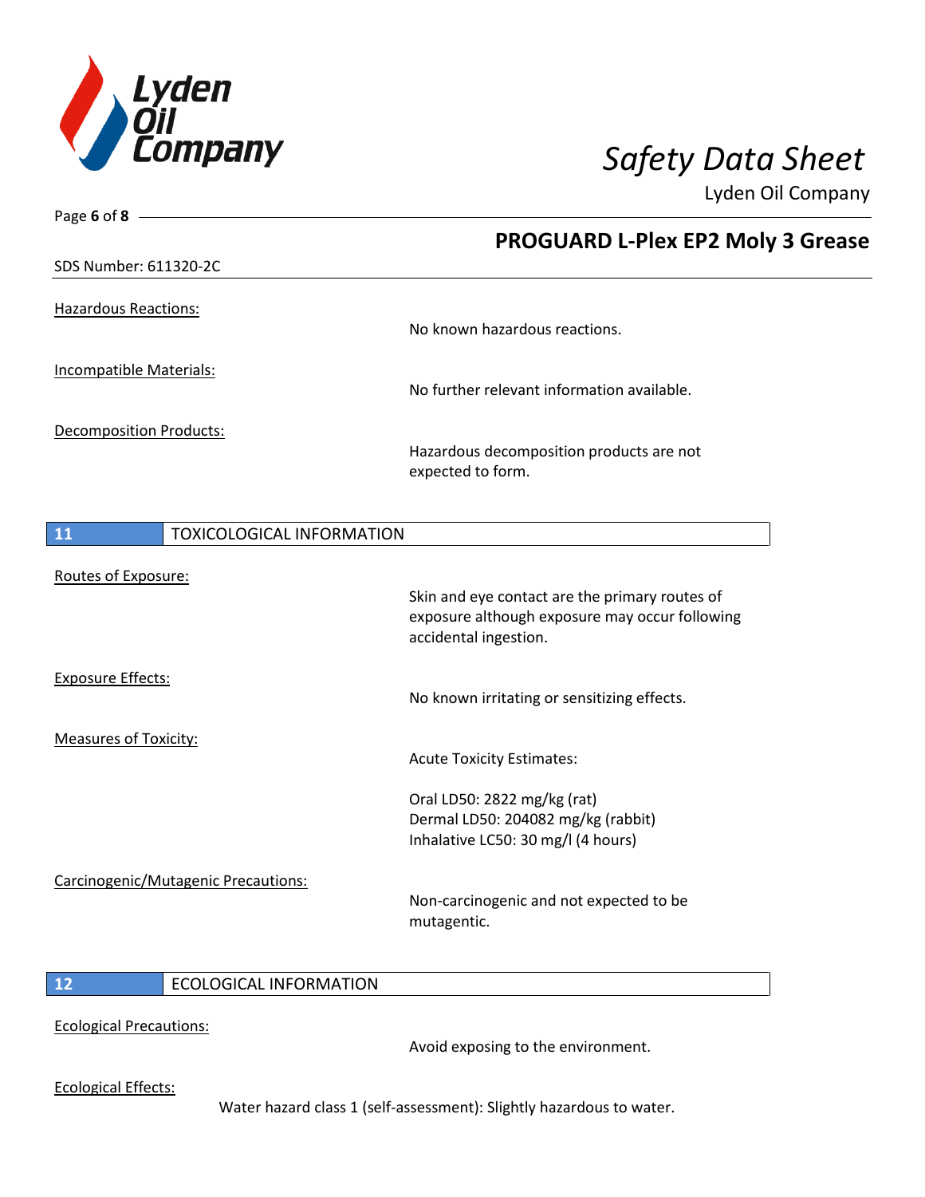SDS Number: 611320-2C

Hazardous Reactions:

No known hazardous reactions.

Incompatible Materials:

No further relevant information available.

Decomposition Products:

Hazardous decomposition products are not expected to form.

## 11 TOXICOLOGICAL INFORMATION

Routes of Exposure:

Skin and eye contact are the primary routes of exposure although exposure may occur following accidental ingestion.

Exposure Effects:

No known irritating or sensitizing effects.

Measures of Toxicity:

Acute Toxicity Estimates:

Oral LD50: 2822 mg/kg (rat)
Dermal LD50: 204082 mg/kg (rabbit)
Inhalative LC50: 30 mg/l (4 hours)

Carcinogenic/Mutagenic Precautions:

Non-carcinogenic and not expected to be mutagentic.

## 12 ECOLOGICAL INFORMATION

Ecological Precautions:

Avoid exposing to the environment.

Ecological Effects:

Water hazard class 1 (self-assessment): Slightly hazardous to water.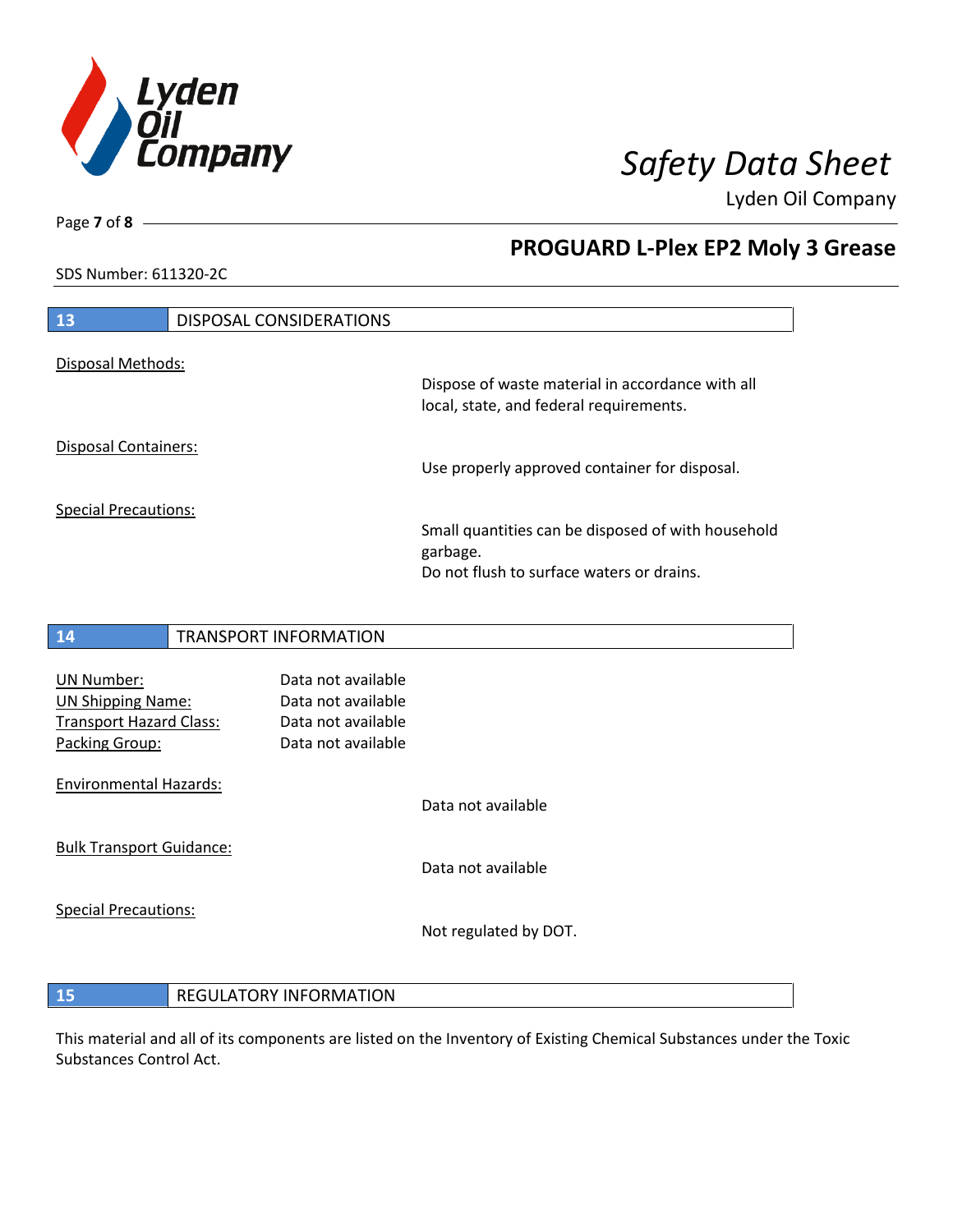## 13 DISPOSAL CONSIDERATIONS

Disposal Methods:

Dispose of waste material in accordance with all local, state, and federal requirements.

Disposal Containers:

Use properly approved container for disposal.

Special Precautions:

Small quantities can be disposed of with household garbage.
Do not flush to surface waters or drains.

## 14 TRANSPORT INFORMATION

| | |
|---|---|
| UN Number: | Data not available |
| UN Shipping Name: | Data not available |
| Transport Hazard Class: | Data not available |
| Packing Group: | Data not available |

Environmental Hazards:

Data not available

Bulk Transport Guidance:

Data not available

Special Precautions:

Not regulated by DOT.

## 15 REGULATORY INFORMATION

This material and all of its components are listed on the Inventory of Existing Chemical Substances under the Toxic Substances Control Act.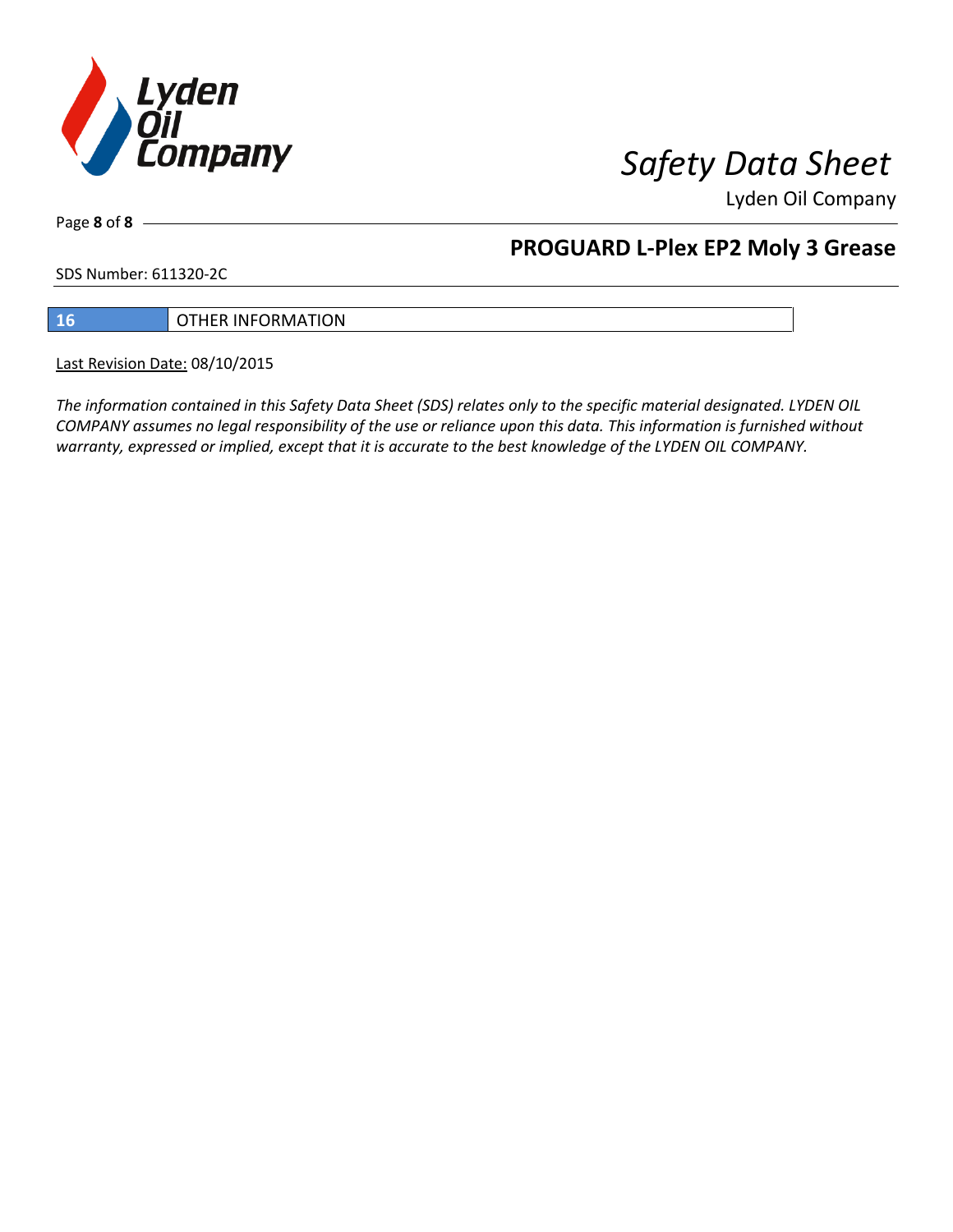## 16 OTHER INFORMATION

Last Revision Date: 08/10/2015

*The information contained in this Safety Data Sheet (SDS) relates only to the specific material designated. LYDEN OIL COMPANY assumes no legal responsibility of the use or reliance upon this data. This information is furnished without warranty, expressed or implied, except that it is accurate to the best knowledge of the LYDEN OIL COMPANY.*